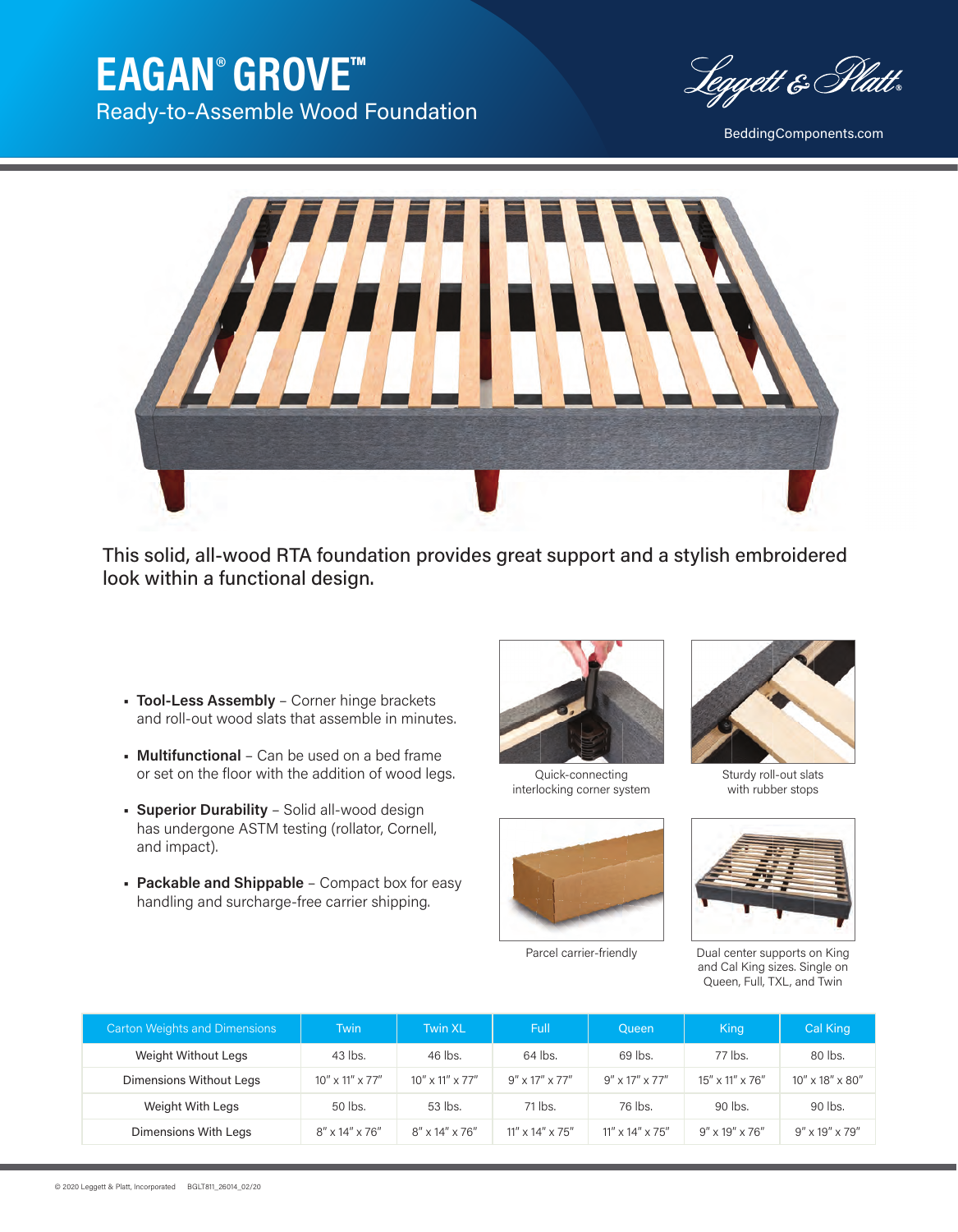# EAGAN® GROVE™

## Ready-to-Assemble Wood Foundation

Leggett & Platt®

BeddingComponents.com

This solid, all-wood RTA foundation provides great support and a stylish embroidered look within a functional design.

- **Tool-Less Assembly** – Corner hinge brackets and roll-out wood slats that assemble in minutes.
- **Multifunctional** – Can be used on a bed frame or set on the floor with the addition of wood legs.
- **Superior Durability** – Solid all-wood design has undergone ASTM testing (rollator, Cornell, and impact).
- **Packable and Shippable** – Compact box for easy handling and surcharge-free carrier shipping.

Quick-connecting interlocking corner system

Sturdy roll-out slats with rubber stops

Parcel carrier-friendly

Dual center supports on King and Cal King sizes. Single on Queen, Full, TXL, and Twin

| Carton Weights and Dimensions | Twin | Twin XL | Full | Queen | King | Cal King |
|---|---|---|---|---|---|---|
| Weight Without Legs | 43 lbs. | 46 lbs. | 64 lbs. | 69 lbs. | 77 lbs. | 80 lbs. |
| Dimensions Without Legs | 10″ x 11″ x 77″ | 10″ x 11″ x 77″ | 9″ x 17″ x 77″ | 9″ x 17″ x 77″ | 15″ x 11″ x 76″ | 10″ x 18″ x 80″ |
| Weight With Legs | 50 lbs. | 53 lbs. | 71 lbs. | 76 lbs. | 90 lbs. | 90 lbs. |
| Dimensions With Legs | 8″ x 14″ x 76″ | 8″ x 14″ x 76″ | 11″ x 14″ x 75″ | 11″ x 14″ x 75″ | 9″ x 19″ x 76″ | 9″ x 19″ x 79″ |

© 2020 Leggett & Platt, Incorporated BGLT811_26014_02/20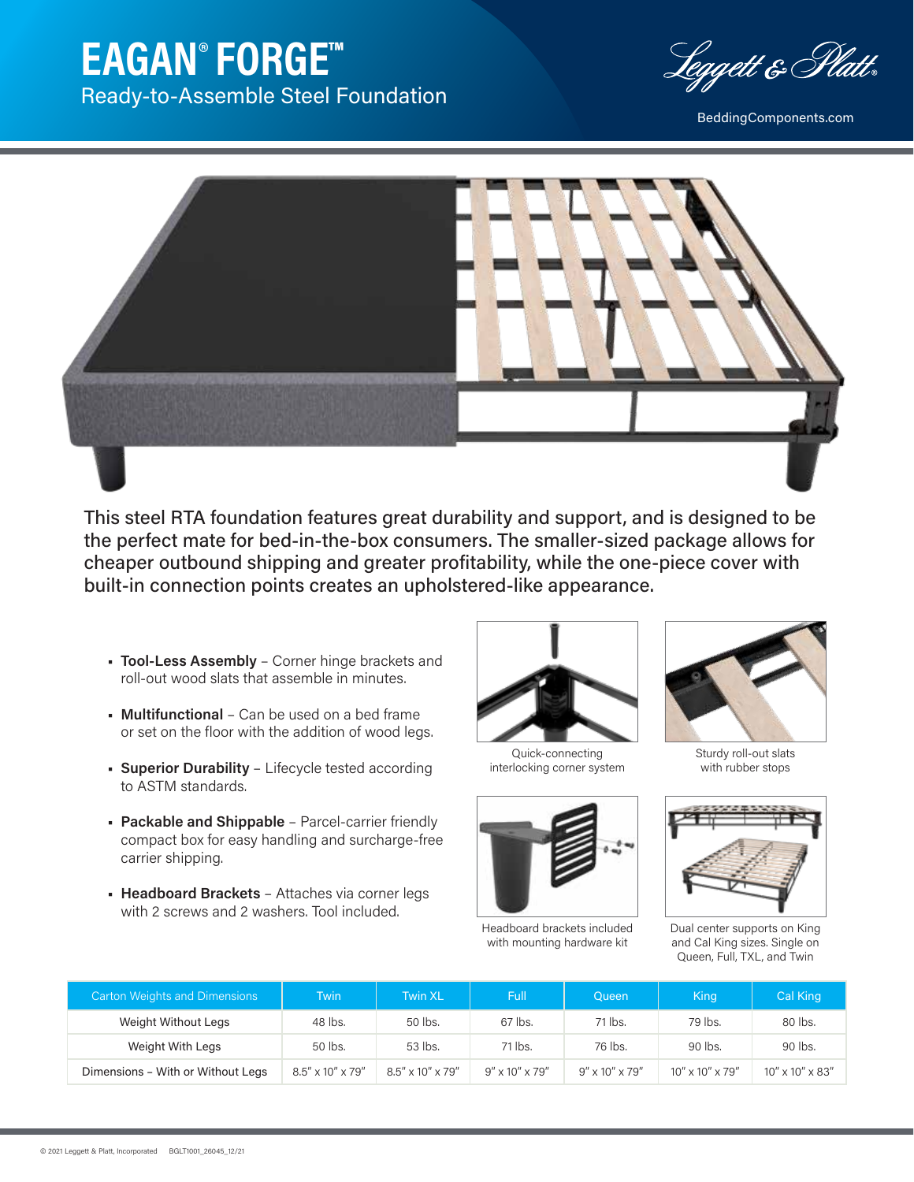# EAGAN® FORGE™

## Ready-to-Assemble Steel Foundation

BeddingComponents.com

This steel RTA foundation features great durability and support, and is designed to be the perfect mate for bed-in-the-box consumers. The smaller-sized package allows for cheaper outbound shipping and greater profitability, while the one-piece cover with built-in connection points creates an upholstered-like appearance.

- **Tool-Less Assembly** – Corner hinge brackets and roll-out wood slats that assemble in minutes.
- **Multifunctional** – Can be used on a bed frame or set on the floor with the addition of wood legs.
- **Superior Durability** – Lifecycle tested according to ASTM standards.
- **Packable and Shippable** – Parcel-carrier friendly compact box for easy handling and surcharge-free carrier shipping.
- **Headboard Brackets** – Attaches via corner legs with 2 screws and 2 washers. Tool included.

Quick-connecting interlocking corner system

Sturdy roll-out slats with rubber stops

Headboard brackets included with mounting hardware kit

Dual center supports on King and Cal King sizes. Single on Queen, Full, TXL, and Twin

| Carton Weights and Dimensions | Twin | Twin XL | Full | Queen | King | Cal King |
|---|---|---|---|---|---|---|
| Weight Without Legs | 48 lbs. | 50 lbs. | 67 lbs. | 71 lbs. | 79 lbs. | 80 lbs. |
| Weight With Legs | 50 lbs. | 53 lbs. | 71 lbs. | 76 lbs. | 90 lbs. | 90 lbs. |
| Dimensions – With or Without Legs | 8.5″ x 10″ x 79″ | 8.5″ x 10″ x 79″ | 9″ x 10″ x 79″ | 9″ x 10″ x 79″ | 10″ x 10″ x 79″ | 10″ x 10″ x 83″ |

© 2021 Leggett & Platt, Incorporated BGLT1001_26045_12/21